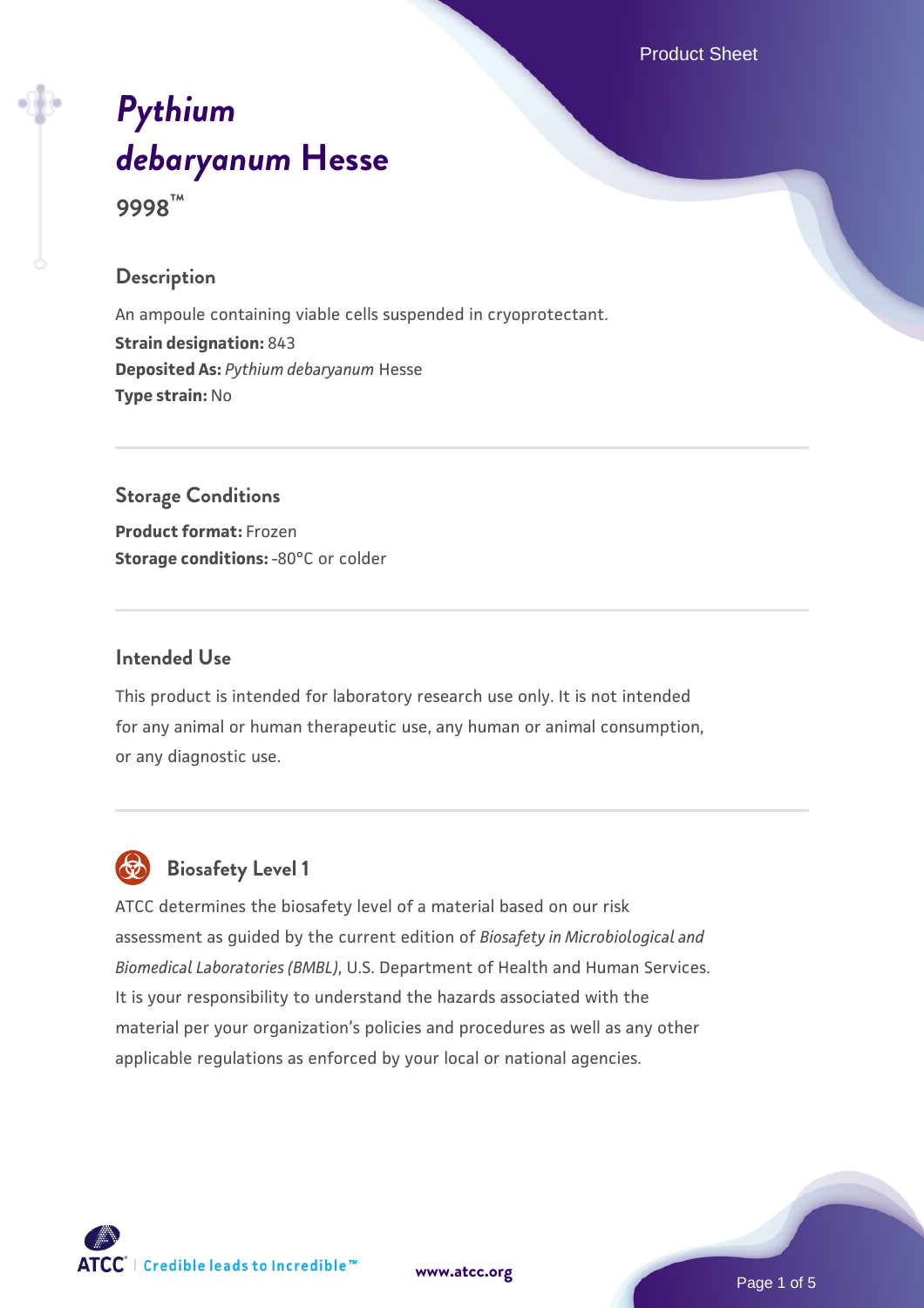# *Pythium debaryanum* Hesse

**9998™**

## Description

An ampoule containing viable cells suspended in cryoprotectant.
**Strain designation:** 843
**Deposited As:** *Pythium debaryanum* Hesse
**Type strain:** No

## Storage Conditions

**Product format:** Frozen
**Storage conditions:** -80°C or colder

## Intended Use

This product is intended for laboratory research use only. It is not intended for any animal or human therapeutic use, any human or animal consumption, or any diagnostic use.

## Biosafety Level 1

ATCC determines the biosafety level of a material based on our risk assessment as guided by the current edition of *Biosafety in Microbiological and Biomedical Laboratories (BMBL)*, U.S. Department of Health and Human Services. It is your responsibility to understand the hazards associated with the material per your organization's policies and procedures as well as any other applicable regulations as enforced by your local or national agencies.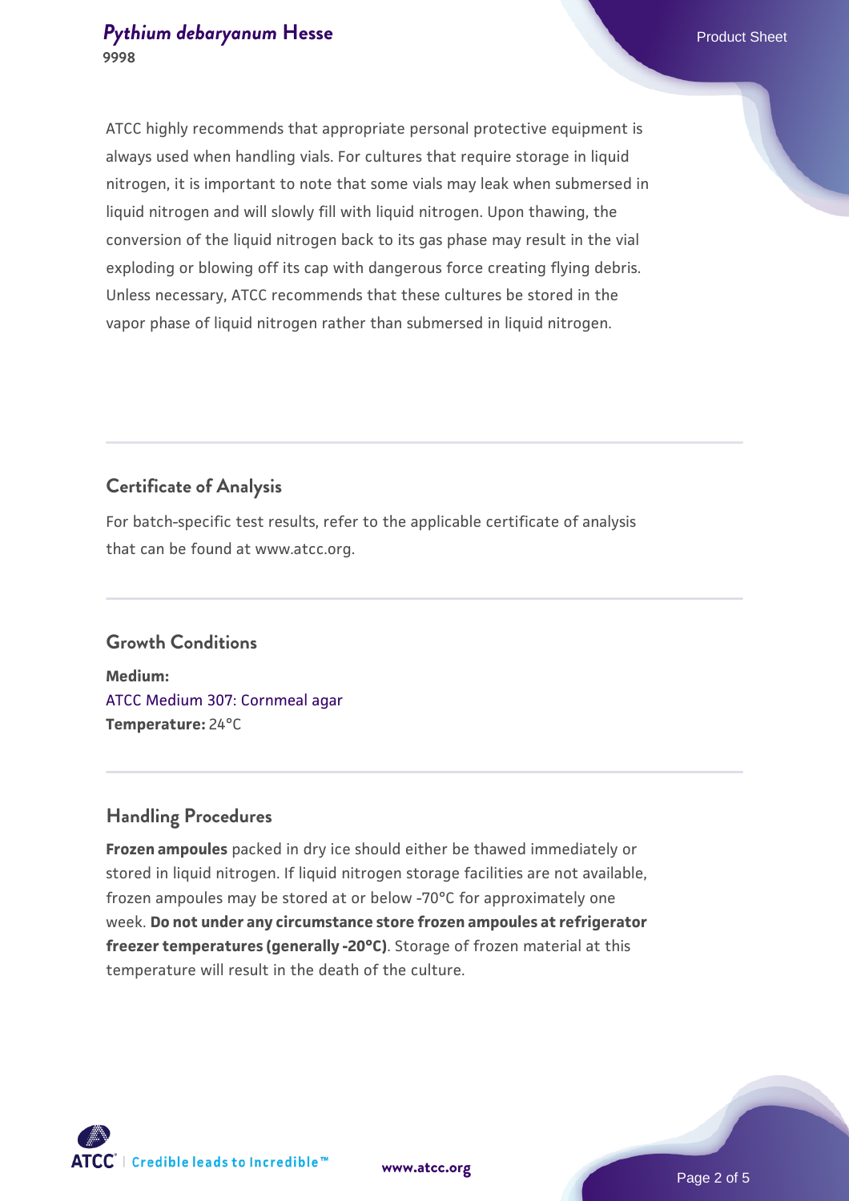ATCC highly recommends that appropriate personal protective equipment is always used when handling vials. For cultures that require storage in liquid nitrogen, it is important to note that some vials may leak when submersed in liquid nitrogen and will slowly fill with liquid nitrogen. Upon thawing, the conversion of the liquid nitrogen back to its gas phase may result in the vial exploding or blowing off its cap with dangerous force creating flying debris. Unless necessary, ATCC recommends that these cultures be stored in the vapor phase of liquid nitrogen rather than submersed in liquid nitrogen.

## Certificate of Analysis

For batch-specific test results, refer to the applicable certificate of analysis that can be found at www.atcc.org.

## Growth Conditions

**Medium:**
ATCC Medium 307: Cornmeal agar
**Temperature:** 24°C

## Handling Procedures

**Frozen ampoules** packed in dry ice should either be thawed immediately or stored in liquid nitrogen. If liquid nitrogen storage facilities are not available, frozen ampoules may be stored at or below -70°C for approximately one week. **Do not under any circumstance store frozen ampoules at refrigerator freezer temperatures (generally -20°C)**. Storage of frozen material at this temperature will result in the death of the culture.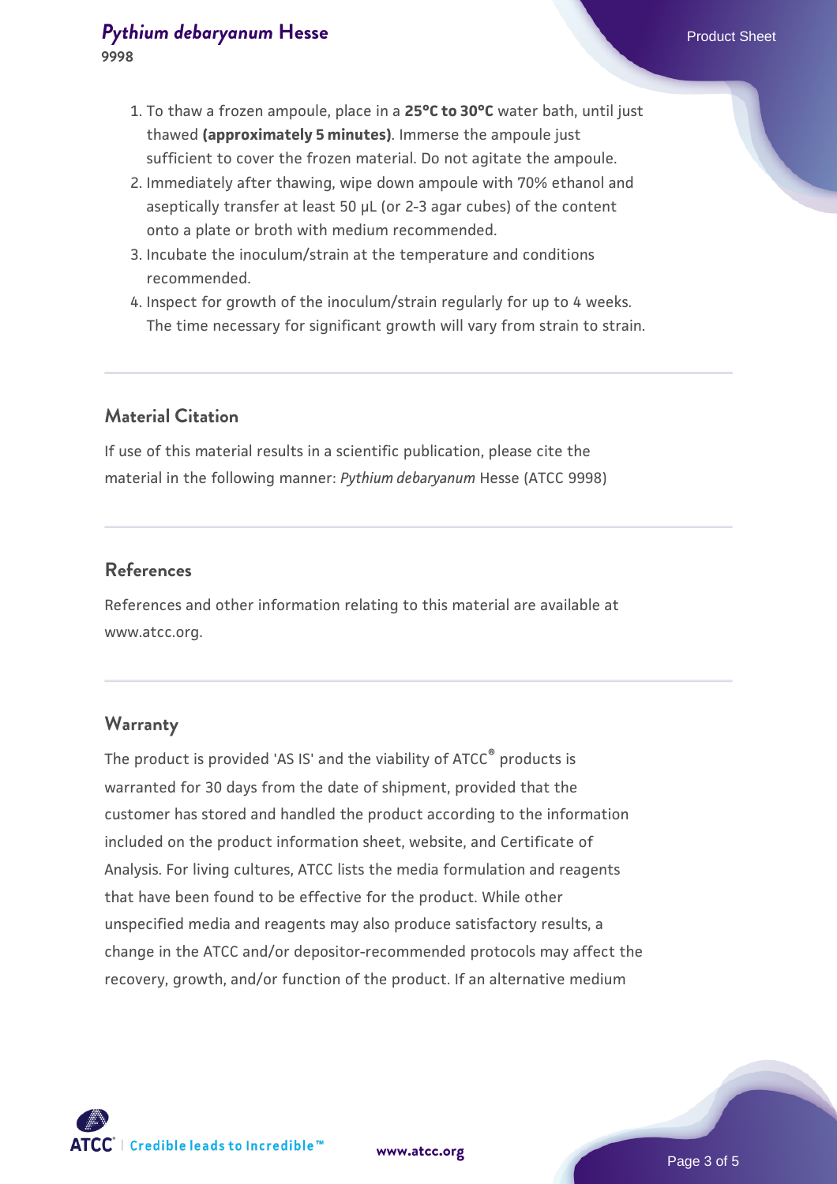1. To thaw a frozen ampoule, place in a **25°C to 30°C** water bath, until just thawed **(approximately 5 minutes)**. Immerse the ampoule just sufficient to cover the frozen material. Do not agitate the ampoule.
2. Immediately after thawing, wipe down ampoule with 70% ethanol and aseptically transfer at least 50 µL (or 2-3 agar cubes) of the content onto a plate or broth with medium recommended.
3. Incubate the inoculum/strain at the temperature and conditions recommended.
4. Inspect for growth of the inoculum/strain regularly for up to 4 weeks. The time necessary for significant growth will vary from strain to strain.

## Material Citation

If use of this material results in a scientific publication, please cite the material in the following manner: *Pythium debaryanum* Hesse (ATCC 9998)

## References

References and other information relating to this material are available at www.atcc.org.

## Warranty

The product is provided 'AS IS' and the viability of ATCC® products is warranted for 30 days from the date of shipment, provided that the customer has stored and handled the product according to the information included on the product information sheet, website, and Certificate of Analysis. For living cultures, ATCC lists the media formulation and reagents that have been found to be effective for the product. While other unspecified media and reagents may also produce satisfactory results, a change in the ATCC and/or depositor-recommended protocols may affect the recovery, growth, and/or function of the product. If an alternative medium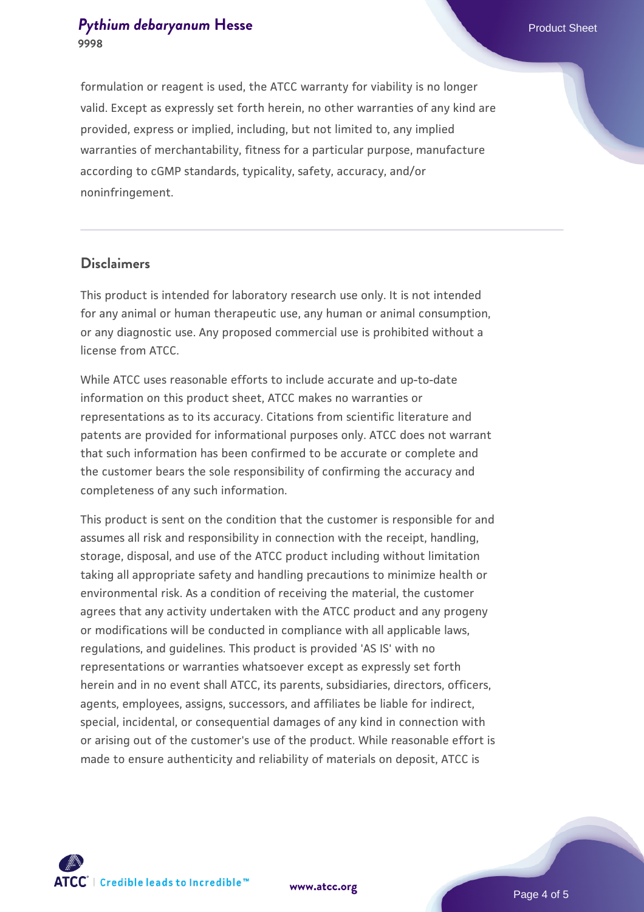formulation or reagent is used, the ATCC warranty for viability is no longer valid. Except as expressly set forth herein, no other warranties of any kind are provided, express or implied, including, but not limited to, any implied warranties of merchantability, fitness for a particular purpose, manufacture according to cGMP standards, typicality, safety, accuracy, and/or noninfringement.

## Disclaimers

This product is intended for laboratory research use only. It is not intended for any animal or human therapeutic use, any human or animal consumption, or any diagnostic use. Any proposed commercial use is prohibited without a license from ATCC.

While ATCC uses reasonable efforts to include accurate and up-to-date information on this product sheet, ATCC makes no warranties or representations as to its accuracy. Citations from scientific literature and patents are provided for informational purposes only. ATCC does not warrant that such information has been confirmed to be accurate or complete and the customer bears the sole responsibility of confirming the accuracy and completeness of any such information.

This product is sent on the condition that the customer is responsible for and assumes all risk and responsibility in connection with the receipt, handling, storage, disposal, and use of the ATCC product including without limitation taking all appropriate safety and handling precautions to minimize health or environmental risk. As a condition of receiving the material, the customer agrees that any activity undertaken with the ATCC product and any progeny or modifications will be conducted in compliance with all applicable laws, regulations, and guidelines. This product is provided 'AS IS' with no representations or warranties whatsoever except as expressly set forth herein and in no event shall ATCC, its parents, subsidiaries, directors, officers, agents, employees, assigns, successors, and affiliates be liable for indirect, special, incidental, or consequential damages of any kind in connection with or arising out of the customer's use of the product. While reasonable effort is made to ensure authenticity and reliability of materials on deposit, ATCC is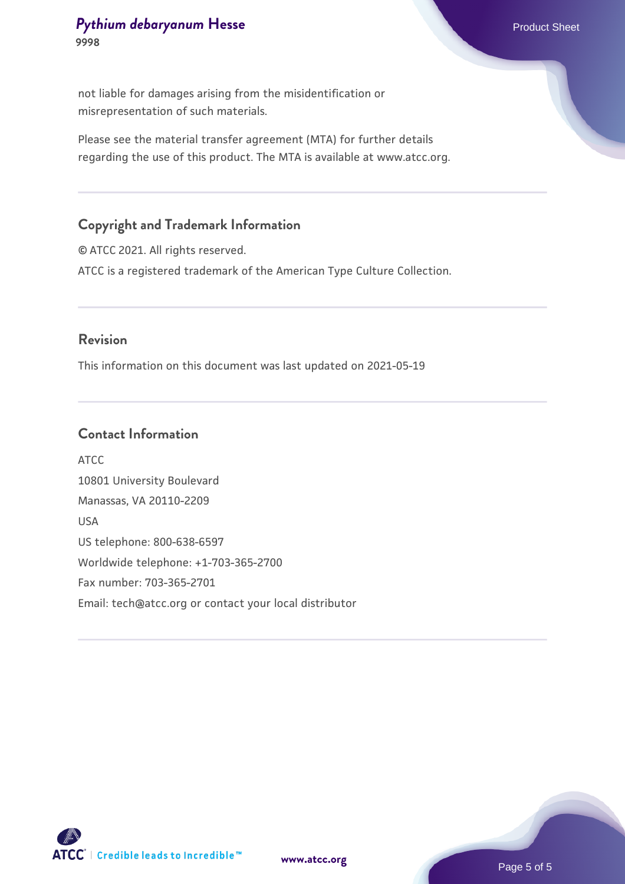not liable for damages arising from the misidentification or misrepresentation of such materials.

Please see the material transfer agreement (MTA) for further details regarding the use of this product. The MTA is available at www.atcc.org.

## Copyright and Trademark Information

© ATCC 2021. All rights reserved.

ATCC is a registered trademark of the American Type Culture Collection.

## Revision

This information on this document was last updated on 2021-05-19

## Contact Information

ATCC
10801 University Boulevard
Manassas, VA 20110-2209
USA
US telephone: 800-638-6597
Worldwide telephone: +1-703-365-2700
Fax number: 703-365-2701
Email: tech@atcc.org or contact your local distributor